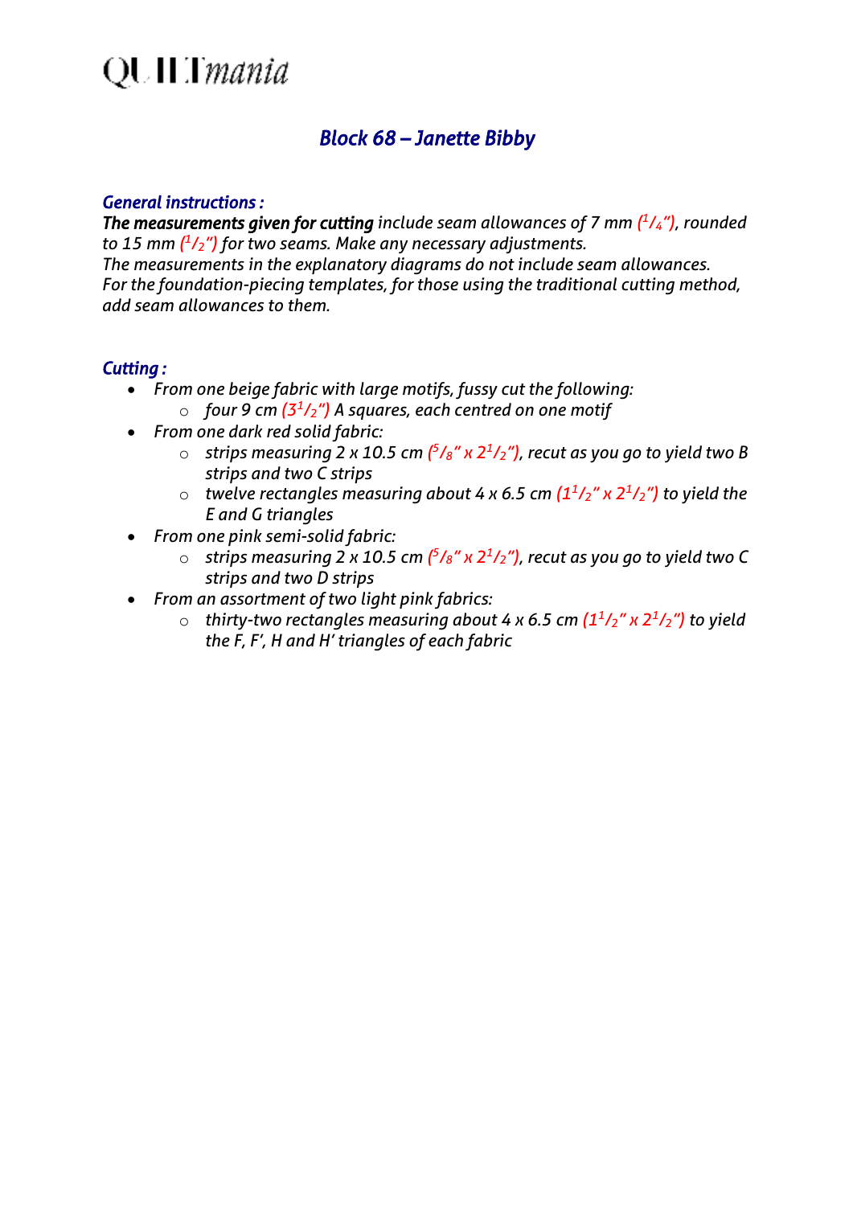# QUILTmania

## *Block 68 – Janette Bibby*

***General instructions :***

***The measurements given for cutting** include seam allowances of 7 mm (1/4"), rounded to 15 mm (1/2") for two seams. Make any necessary adjustments.*
*The measurements in the explanatory diagrams do not include seam allowances.*
*For the foundation-piecing templates, for those using the traditional cutting method, add seam allowances to them.*

***Cutting :***

- *From one beige fabric with large motifs, fussy cut the following:*
  - *four 9 cm (3 1/2") A squares, each centred on one motif*
- *From one dark red solid fabric:*
  - *strips measuring 2 x 10.5 cm (5/8" x 2 1/2"), recut as you go to yield two B strips and two C strips*
  - *twelve rectangles measuring about 4 x 6.5 cm (1 1/2" x 2 1/2") to yield the E and G triangles*
- *From one pink semi-solid fabric:*
  - *strips measuring 2 x 10.5 cm (5/8" x 2 1/2"), recut as you go to yield two C strips and two D strips*
- *From an assortment of two light pink fabrics:*
  - *thirty-two rectangles measuring about 4 x 6.5 cm (1 1/2" x 2 1/2") to yield the F, F', H and H' triangles of each fabric*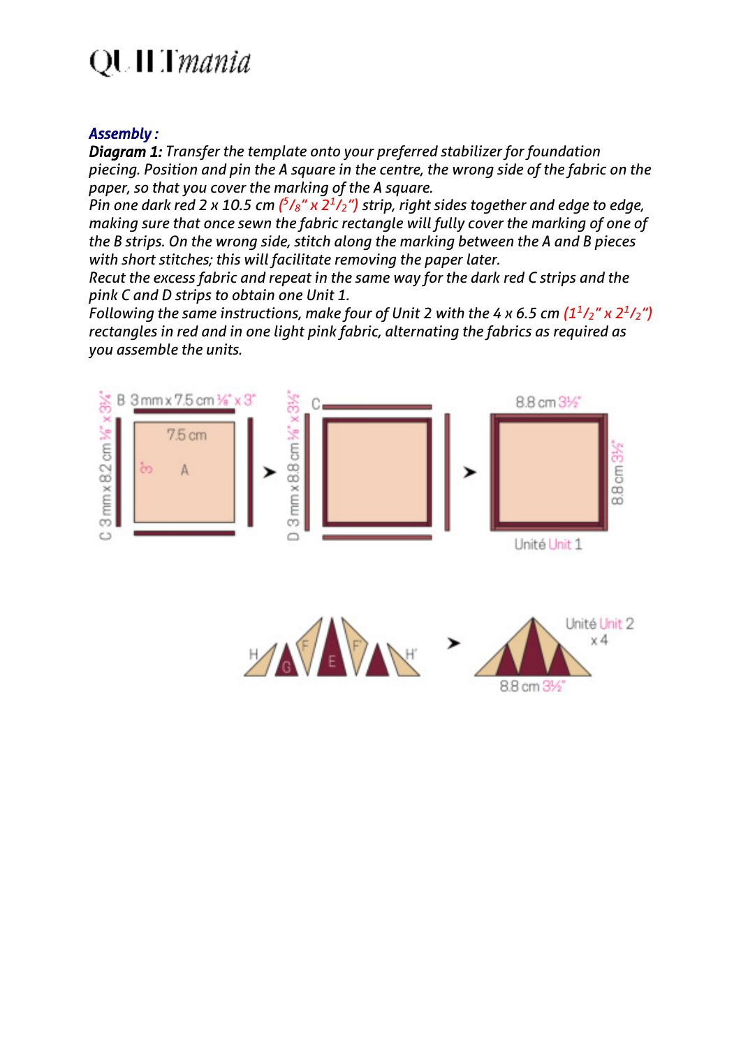***Assembly :***

***Diagram 1:*** *Transfer the template onto your preferred stabilizer for foundation piecing. Position and pin the A square in the centre, the wrong side of the fabric on the paper, so that you cover the marking of the A square.*

*Pin one dark red 2 x 10.5 cm (5/8" x 2 1/2") strip, right sides together and edge to edge, making sure that once sewn the fabric rectangle will fully cover the marking of one of the B strips. On the wrong side, stitch along the marking between the A and B pieces with short stitches; this will facilitate removing the paper later.*

*Recut the excess fabric and repeat in the same way for the dark red C strips and the pink C and D strips to obtain one Unit 1.*

*Following the same instructions, make four of Unit 2 with the 4 x 6.5 cm (1 1/2" x 2 1/2") rectangles in red and in one light pink fabric, alternating the fabrics as required as you assemble the units.*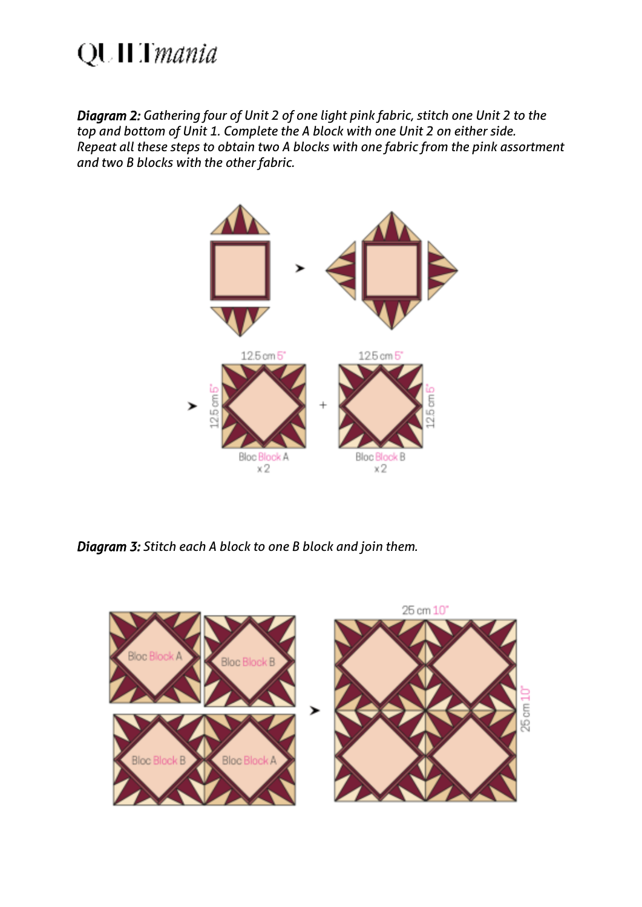***Diagram 2:*** *Gathering four of Unit 2 of one light pink fabric, stitch one Unit 2 to the top and bottom of Unit 1. Complete the A block with one Unit 2 on either side. Repeat all these steps to obtain two A blocks with one fabric from the pink assortment and two B blocks with the other fabric.*

12.5 cm 5"

12.5 cm 5"

12.5 cm 5"

12.5 cm 5"

Bloc Block A
x 2

Bloc Block B
x 2

***Diagram 3:*** *Stitch each A block to one B block and join them.*

Bloc Block A

Bloc Block B

Bloc Block B

Bloc Block A

25 cm 10"

25 cm 10"